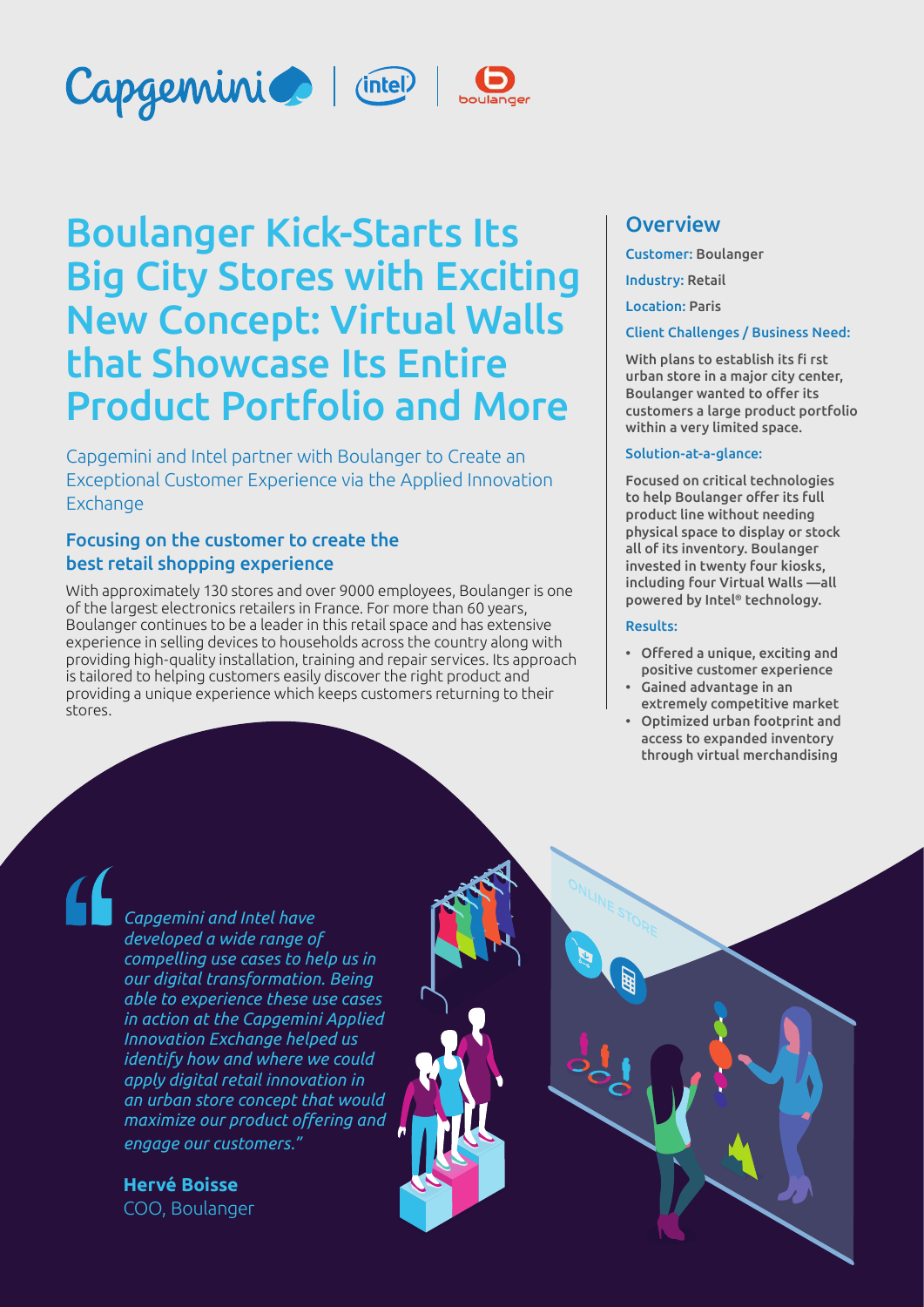# Boulanger Kick-Starts Its Big City Stores with Exciting New Concept: Virtual Walls that Showcase Its Entire Product Portfolio and More

Capgemini and Intel partner with Boulanger to Create an Exceptional Customer Experience via the Applied Innovation Exchange

## Focusing on the customer to create the best retail shopping experience

With approximately 130 stores and over 9000 employees, Boulanger is one of the largest electronics retailers in France. For more than 60 years, Boulanger continues to be a leader in this retail space and has extensive experience in selling devices to households across the country along with providing high-quality installation, training and repair services. Its approach is tailored to helping customers easily discover the right product and providing a unique experience which keeps customers returning to their stores.

## Overview

**Customer:** Boulanger

**Industry:** Retail

**Location:** Paris

**Client Challenges / Business Need:**

With plans to establish its fi rst urban store in a major city center, Boulanger wanted to offer its customers a large product portfolio within a very limited space.

**Solution-at-a-glance:**

Focused on critical technologies to help Boulanger offer its full product line without needing physical space to display or stock all of its inventory. Boulanger invested in twenty four kiosks, including four Virtual Walls —all powered by Intel® technology.

**Results:**

- Offered a unique, exciting and positive customer experience
- Gained advantage in an extremely competitive market
- Optimized urban footprint and access to expanded inventory through virtual merchandising

> *"Capgemini and Intel have developed a wide range of compelling use cases to help us in our digital transformation. Being able to experience these use cases in action at the Capgemini Applied Innovation Exchange helped us identify how and where we could apply digital retail innovation in an urban store concept that would maximize our product offering and engage our customers."*
>
> **Hervé Boisse**
> COO, Boulanger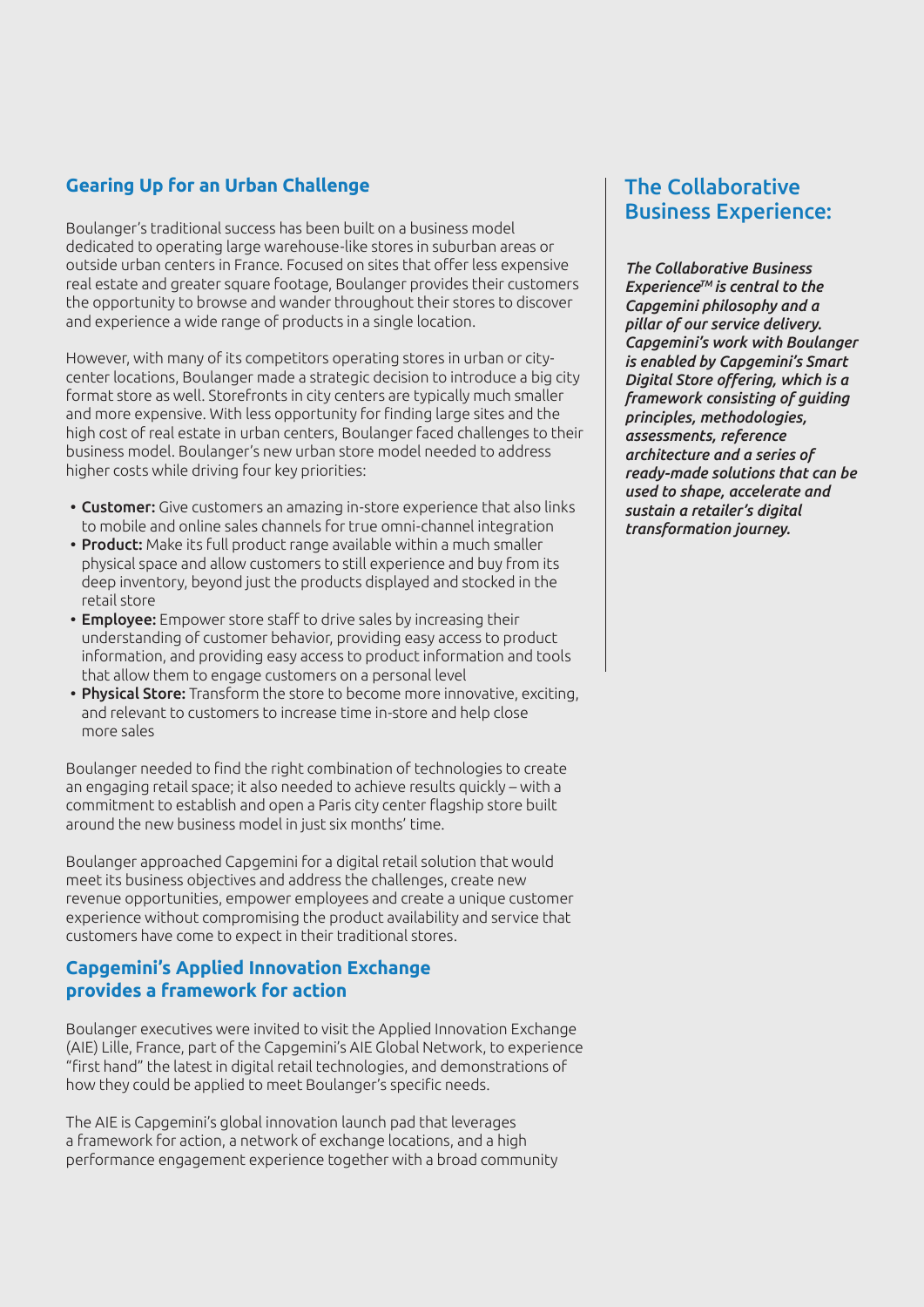## Gearing Up for an Urban Challenge

Boulanger's traditional success has been built on a business model dedicated to operating large warehouse-like stores in suburban areas or outside urban centers in France. Focused on sites that offer less expensive real estate and greater square footage, Boulanger provides their customers the opportunity to browse and wander throughout their stores to discover and experience a wide range of products in a single location.

However, with many of its competitors operating stores in urban or city-center locations, Boulanger made a strategic decision to introduce a big city format store as well. Storefronts in city centers are typically much smaller and more expensive. With less opportunity for finding large sites and the high cost of real estate in urban centers, Boulanger faced challenges to their business model. Boulanger's new urban store model needed to address higher costs while driving four key priorities:

- **Customer:** Give customers an amazing in-store experience that also links to mobile and online sales channels for true omni-channel integration
- **Product:** Make its full product range available within a much smaller physical space and allow customers to still experience and buy from its deep inventory, beyond just the products displayed and stocked in the retail store
- **Employee:** Empower store staff to drive sales by increasing their understanding of customer behavior, providing easy access to product information, and providing easy access to product information and tools that allow them to engage customers on a personal level
- **Physical Store:** Transform the store to become more innovative, exciting, and relevant to customers to increase time in-store and help close more sales

Boulanger needed to find the right combination of technologies to create an engaging retail space; it also needed to achieve results quickly – with a commitment to establish and open a Paris city center flagship store built around the new business model in just six months' time.

Boulanger approached Capgemini for a digital retail solution that would meet its business objectives and address the challenges, create new revenue opportunities, empower employees and create a unique customer experience without compromising the product availability and service that customers have come to expect in their traditional stores.

## Capgemini's Applied Innovation Exchange provides a framework for action

Boulanger executives were invited to visit the Applied Innovation Exchange (AIE) Lille, France, part of the Capgemini's AIE Global Network, to experience "first hand" the latest in digital retail technologies, and demonstrations of how they could be applied to meet Boulanger's specific needs.

The AIE is Capgemini's global innovation launch pad that leverages a framework for action, a network of exchange locations, and a high performance engagement experience together with a broad community

## The Collaborative Business Experience:

***The Collaborative Business Experience™ is central to the Capgemini philosophy and a pillar of our service delivery. Capgemini's work with Boulanger is enabled by Capgemini's Smart Digital Store offering, which is a framework consisting of guiding principles, methodologies, assessments, reference architecture and a series of ready-made solutions that can be used to shape, accelerate and sustain a retailer's digital transformation journey.***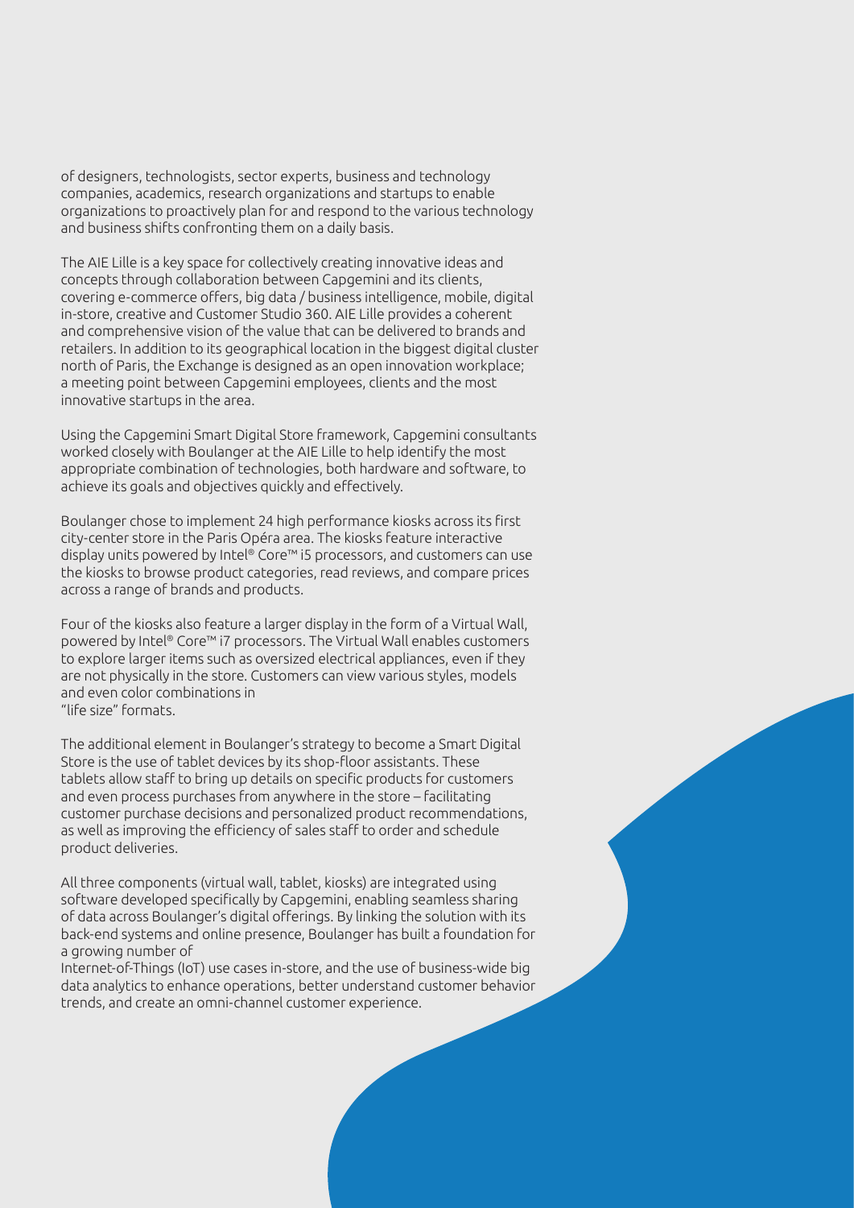of designers, technologists, sector experts, business and technology companies, academics, research organizations and startups to enable organizations to proactively plan for and respond to the various technology and business shifts confronting them on a daily basis.

The AIE Lille is a key space for collectively creating innovative ideas and concepts through collaboration between Capgemini and its clients, covering e-commerce offers, big data / business intelligence, mobile, digital in-store, creative and Customer Studio 360. AIE Lille provides a coherent and comprehensive vision of the value that can be delivered to brands and retailers. In addition to its geographical location in the biggest digital cluster north of Paris, the Exchange is designed as an open innovation workplace; a meeting point between Capgemini employees, clients and the most innovative startups in the area.

Using the Capgemini Smart Digital Store framework, Capgemini consultants worked closely with Boulanger at the AIE Lille to help identify the most appropriate combination of technologies, both hardware and software, to achieve its goals and objectives quickly and effectively.

Boulanger chose to implement 24 high performance kiosks across its first city-center store in the Paris Opéra area. The kiosks feature interactive display units powered by Intel® Core™ i5 processors, and customers can use the kiosks to browse product categories, read reviews, and compare prices across a range of brands and products.

Four of the kiosks also feature a larger display in the form of a Virtual Wall, powered by Intel® Core™ i7 processors. The Virtual Wall enables customers to explore larger items such as oversized electrical appliances, even if they are not physically in the store. Customers can view various styles, models and even color combinations in "life size" formats.

The additional element in Boulanger's strategy to become a Smart Digital Store is the use of tablet devices by its shop-floor assistants. These tablets allow staff to bring up details on specific products for customers and even process purchases from anywhere in the store – facilitating customer purchase decisions and personalized product recommendations, as well as improving the efficiency of sales staff to order and schedule product deliveries.

All three components (virtual wall, tablet, kiosks) are integrated using software developed specifically by Capgemini, enabling seamless sharing of data across Boulanger's digital offerings. By linking the solution with its back-end systems and online presence, Boulanger has built a foundation for a growing number of Internet-of-Things (IoT) use cases in-store, and the use of business-wide big data analytics to enhance operations, better understand customer behavior trends, and create an omni-channel customer experience.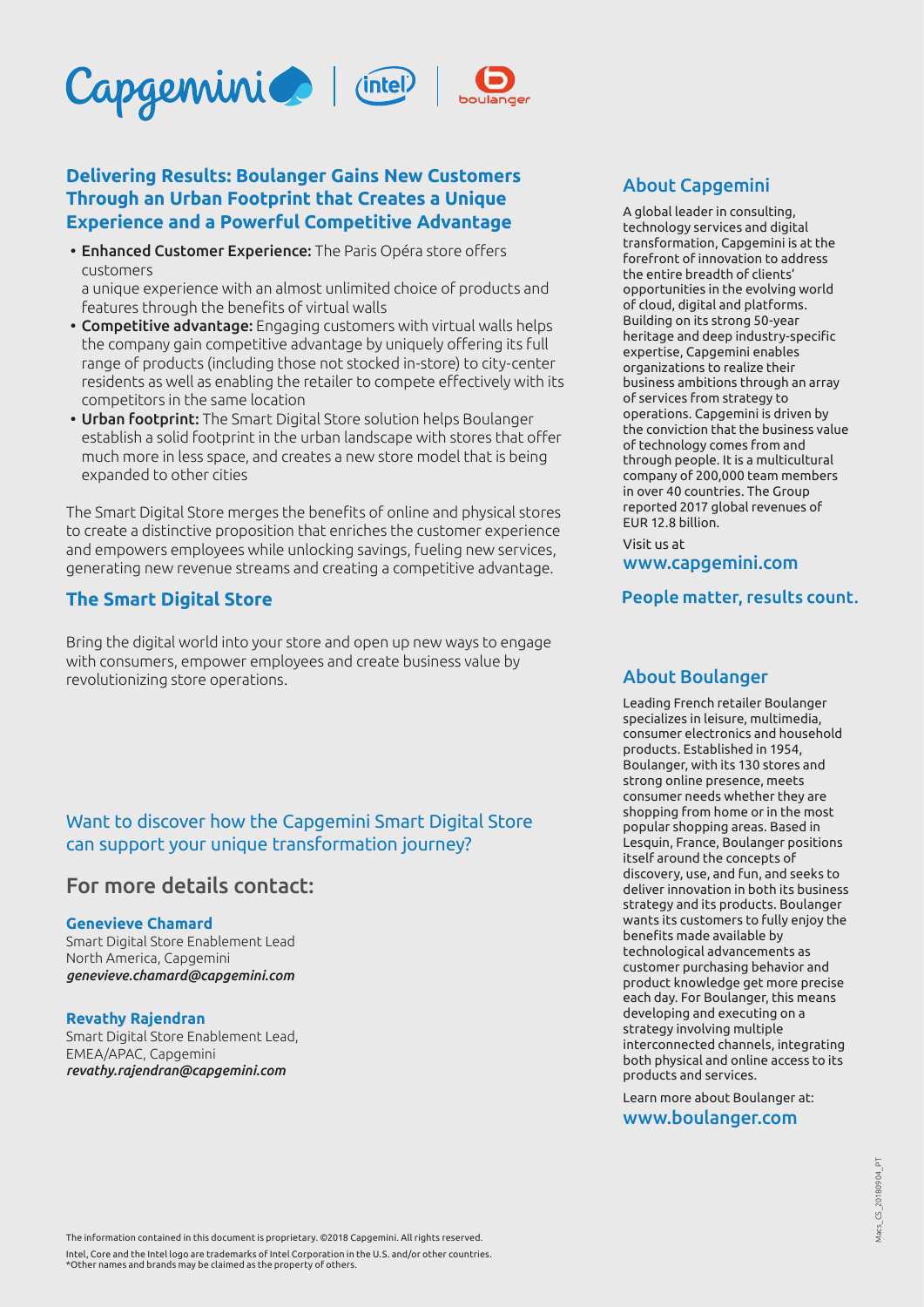## Delivering Results: Boulanger Gains New Customers Through an Urban Footprint that Creates a Unique Experience and a Powerful Competitive Advantage

- **Enhanced Customer Experience:** The Paris Opéra store offers customers a unique experience with an almost unlimited choice of products and features through the benefits of virtual walls
- **Competitive advantage:** Engaging customers with virtual walls helps the company gain competitive advantage by uniquely offering its full range of products (including those not stocked in-store) to city-center residents as well as enabling the retailer to compete effectively with its competitors in the same location
- **Urban footprint:** The Smart Digital Store solution helps Boulanger establish a solid footprint in the urban landscape with stores that offer much more in less space, and creates a new store model that is being expanded to other cities

The Smart Digital Store merges the benefits of online and physical stores to create a distinctive proposition that enriches the customer experience and empowers employees while unlocking savings, fueling new services, generating new revenue streams and creating a competitive advantage.

## The Smart Digital Store

Bring the digital world into your store and open up new ways to engage with consumers, empower employees and create business value by revolutionizing store operations.

Want to discover how the Capgemini Smart Digital Store can support your unique transformation journey?

## For more details contact:

**Genevieve Chamard**
Smart Digital Store Enablement Lead
North America, Capgemini
*genevieve.chamard@capgemini.com*

**Revathy Rajendran**
Smart Digital Store Enablement Lead,
EMEA/APAC, Capgemini
*revathy.rajendran@capgemini.com*

## About Capgemini

A global leader in consulting, technology services and digital transformation, Capgemini is at the forefront of innovation to address the entire breadth of clients' opportunities in the evolving world of cloud, digital and platforms. Building on its strong 50-year heritage and deep industry-specific expertise, Capgemini enables organizations to realize their business ambitions through an array of services from strategy to operations. Capgemini is driven by the conviction that the business value of technology comes from and through people. It is a multicultural company of 200,000 team members in over 40 countries. The Group reported 2017 global revenues of EUR 12.8 billion.

Visit us at
www.capgemini.com

People matter, results count.

## About Boulanger

Leading French retailer Boulanger specializes in leisure, multimedia, consumer electronics and household products. Established in 1954, Boulanger, with its 130 stores and strong online presence, meets consumer needs whether they are shopping from home or in the most popular shopping areas. Based in Lesquin, France, Boulanger positions itself around the concepts of discovery, use, and fun, and seeks to deliver innovation in both its business strategy and its products. Boulanger wants its customers to fully enjoy the benefits made available by technological advancements as customer purchasing behavior and product knowledge get more precise each day. For Boulanger, this means developing and executing on a strategy involving multiple interconnected channels, integrating both physical and online access to its products and services.

Learn more about Boulanger at:
www.boulanger.com

The information contained in this document is proprietary. ©2018 Capgemini. All rights reserved.

Intel, Core and the Intel logo are trademarks of Intel Corporation in the U.S. and/or other countries.
*Other names and brands may be claimed as the property of others.